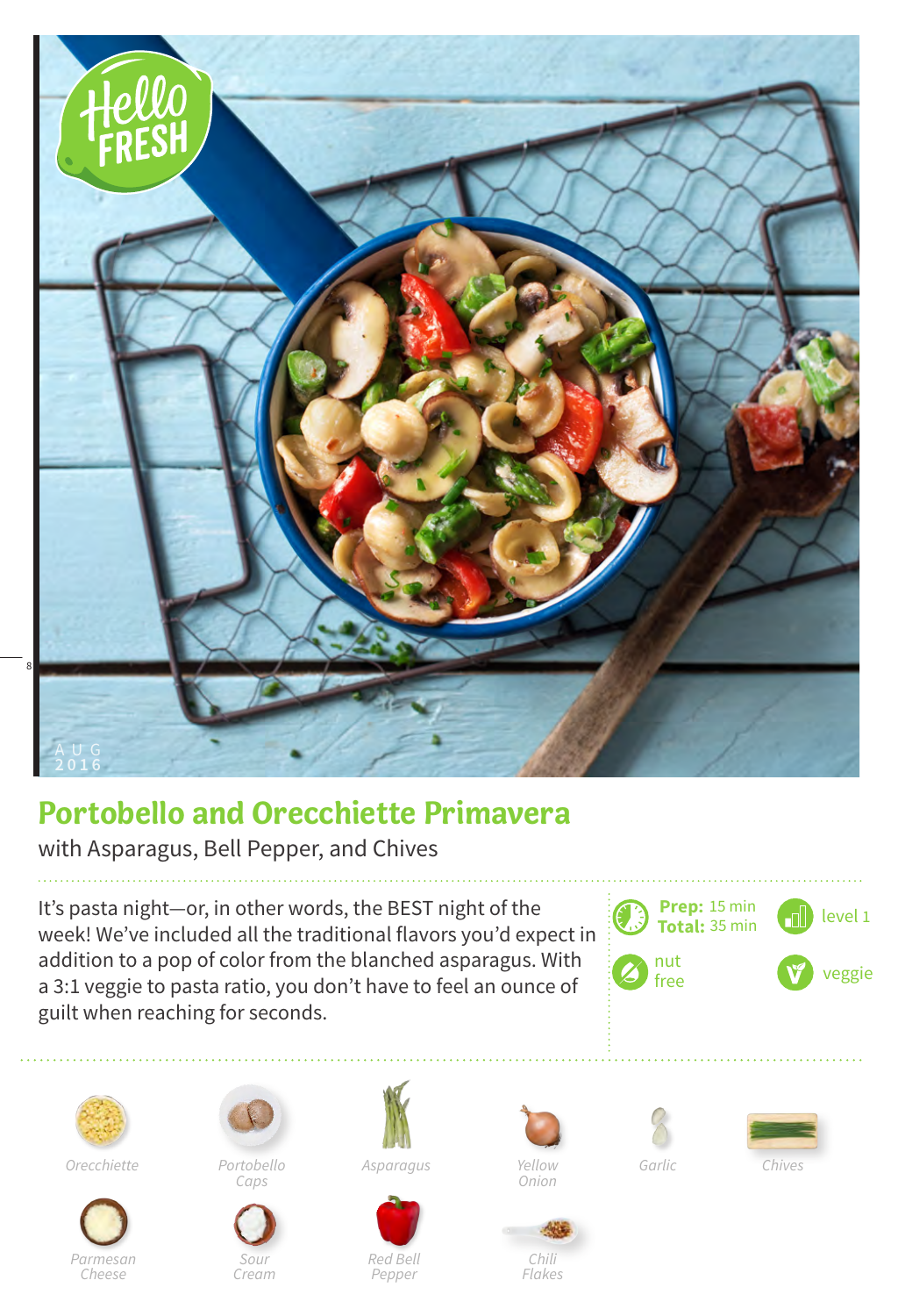# Portobello and Orecchiette Primavera

with Asparagus, Bell Pepper, and Chives

It's pasta night—or, in other words, the BEST night of the week! We've included all the traditional flavors you'd expect in addition to a pop of color from the blanched asparagus. With a 3:1 veggie to pasta ratio, you don't have to feel an ounce of guilt when reaching for seconds.

**Prep:** 15 min
**Total:** 35 min

level 1

nut free

veggie

- Orecchiette
- Portobello Caps
- Asparagus
- Yellow Onion
- Garlic
- Chives
- Parmesan Cheese
- Sour Cream
- Red Bell Pepper
- Chili Flakes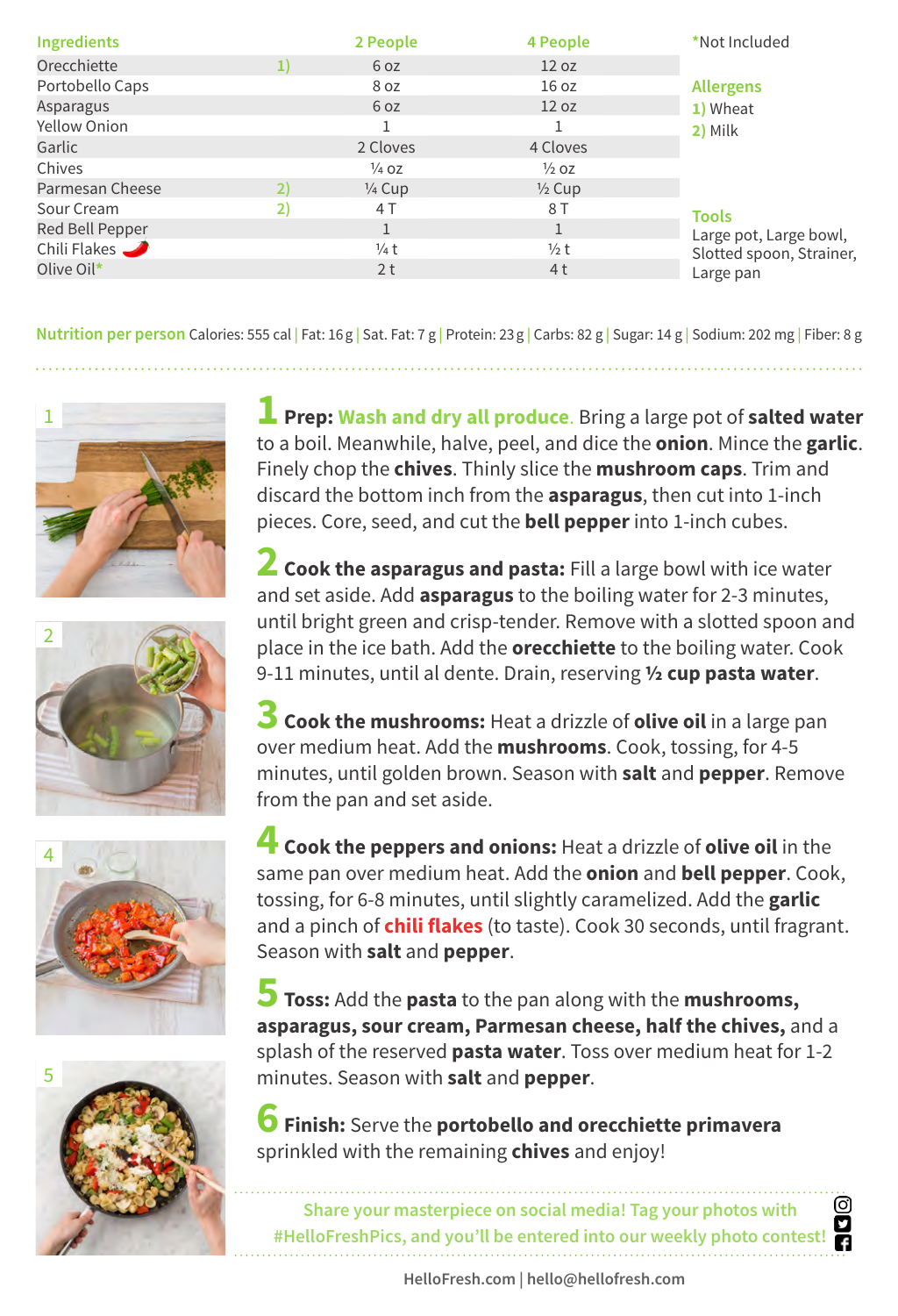| Ingredients | | 2 People | 4 People |
|---|---|---|---|
| Orecchiette | 1) | 6 oz | 12 oz |
| Portobello Caps | | 8 oz | 16 oz |
| Asparagus | | 6 oz | 12 oz |
| Yellow Onion | | 1 | 1 |
| Garlic | | 2 Cloves | 4 Cloves |
| Chives | | ¼ oz | ½ oz |
| Parmesan Cheese | 2) | ¼ Cup | ½ Cup |
| Sour Cream | 2) | 4 T | 8 T |
| Red Bell Pepper | | 1 | 1 |
| Chili Flakes | | ¼ t | ½ t |
| Olive Oil* | | 2 t | 4 t |

*Not Included

**Allergens**
1) Wheat
2) Milk

**Tools**
Large pot, Large bowl, Slotted spoon, Strainer, Large pan

**Nutrition per person** Calories: 555 cal | Fat: 16 g | Sat. Fat: 7 g | Protein: 23 g | Carbs: 82 g | Sugar: 14 g | Sodium: 202 mg | Fiber: 8 g

1
2
4
5

**1 Prep:** **Wash and dry all produce**. Bring a large pot of **salted water** to a boil. Meanwhile, halve, peel, and dice the **onion**. Mince the **garlic**. Finely chop the **chives**. Thinly slice the **mushroom caps**. Trim and discard the bottom inch from the **asparagus**, then cut into 1-inch pieces. Core, seed, and cut the **bell pepper** into 1-inch cubes.

**2 Cook the asparagus and pasta:** Fill a large bowl with ice water and set aside. Add **asparagus** to the boiling water for 2-3 minutes, until bright green and crisp-tender. Remove with a slotted spoon and place in the ice bath. Add the **orecchiette** to the boiling water. Cook 9-11 minutes, until al dente. Drain, reserving **½ cup pasta water**.

**3 Cook the mushrooms:** Heat a drizzle of **olive oil** in a large pan over medium heat. Add the **mushrooms**. Cook, tossing, for 4-5 minutes, until golden brown. Season with **salt** and **pepper**. Remove from the pan and set aside.

**4 Cook the peppers and onions:** Heat a drizzle of **olive oil** in the same pan over medium heat. Add the **onion** and **bell pepper**. Cook, tossing, for 6-8 minutes, until slightly caramelized. Add the **garlic** and a pinch of **chili flakes** (to taste). Cook 30 seconds, until fragrant. Season with **salt** and **pepper**.

**5 Toss:** Add the **pasta** to the pan along with the **mushrooms, asparagus, sour cream, Parmesan cheese, half the chives,** and a splash of the reserved **pasta water**. Toss over medium heat for 1-2 minutes. Season with **salt** and **pepper**.

**6 Finish:** Serve the **portobello and orecchiette primavera** sprinkled with the remaining **chives** and enjoy!

Share your masterpiece on social media! Tag your photos with #HelloFreshPics, and you'll be entered into our weekly photo contest!

HelloFresh.com | hello@hellofresh.com